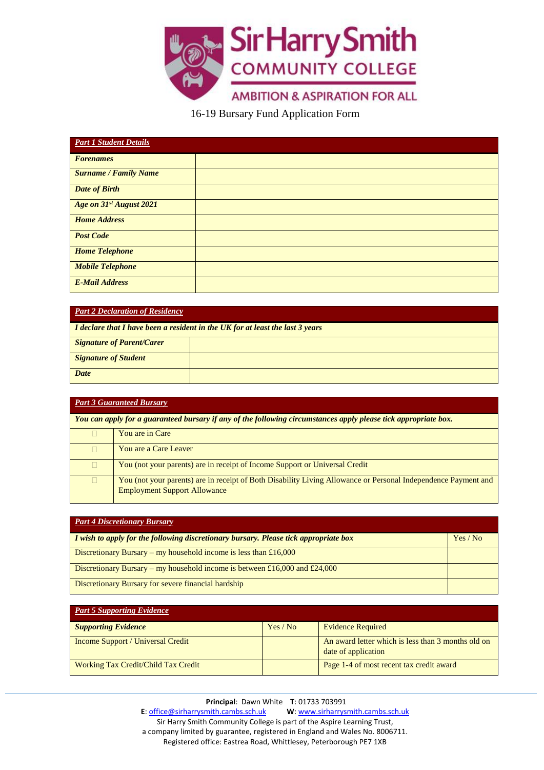# Sir Harry Smith Community College

AMBITION & ASPIRATION FOR ALL

## 16-19 Bursary Fund Application Form

| ***Part 1 Student Details*** | |
|---|---|
| ***Forenames*** | |
| ***Surname / Family Name*** | |
| ***Date of Birth*** | |
| ***Age on 31st August 2021*** | |
| ***Home Address*** | |
| ***Post Code*** | |
| ***Home Telephone*** | |
| ***Mobile Telephone*** | |
| ***E-Mail Address*** | |

| ***Part 2 Declaration of Residency*** | |
|---|---|
| ***I declare that I have been a resident in the UK for at least the last 3 years*** | |
| ***Signature of Parent/Carer*** | |
| ***Signature of Student*** | |
| ***Date*** | |

| ***Part 3 Guaranteed Bursary*** | |
|---|---|
| ***You can apply for a guaranteed bursary if any of the following circumstances apply please tick appropriate box.*** | |
| ☐ | You are in Care |
| ☐ | You are a Care Leaver |
| ☐ | You (not your parents) are in receipt of Income Support or Universal Credit |
| ☐ | You (not your parents) are in receipt of Both Disability Living Allowance or Personal Independence Payment and Employment Support Allowance |

| ***Part 4 Discretionary Bursary*** | |
|---|---|
| ***I wish to apply for the following discretionary bursary. Please tick appropriate box*** | Yes / No |
| Discretionary Bursary – my household income is less than £16,000 | |
| Discretionary Bursary – my household income is between £16,000 and £24,000 | |
| Discretionary Bursary for severe financial hardship | |

| ***Part 5 Supporting Evidence*** | | |
|---|---|---|
| ***Supporting Evidence*** | Yes / No | Evidence Required |
| Income Support / Universal Credit | | An award letter which is less than 3 months old on date of application |
| Working Tax Credit/Child Tax Credit | | Page 1-4 of most recent tax credit award |

**Principal**: Dawn White **T**: 01733 703991
**E**: office@sirharrysmith.cambs.sch.uk **W**: www.sirharrysmith.cambs.sch.uk
Sir Harry Smith Community College is part of the Aspire Learning Trust,
a company limited by guarantee, registered in England and Wales No. 8006711.
Registered office: Eastrea Road, Whittlesey, Peterborough PE7 1XB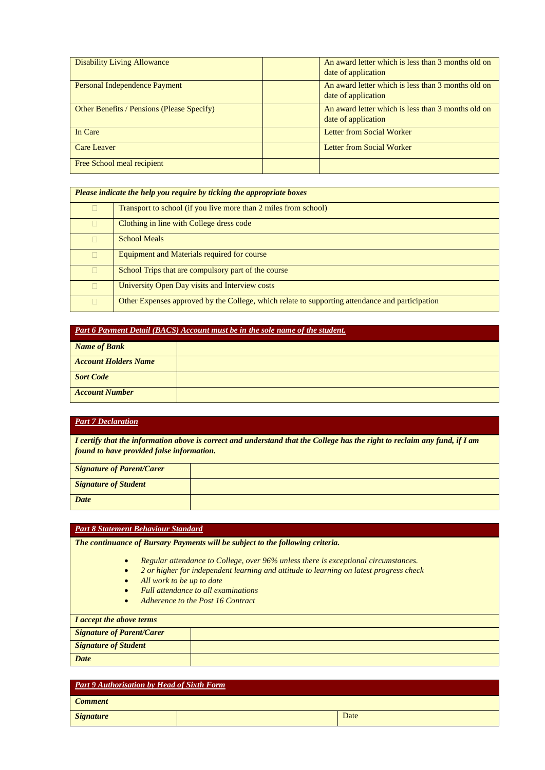| | | |
|---|---|---|
| Disability Living Allowance | | An award letter which is less than 3 months old on date of application |
| Personal Independence Payment | | An award letter which is less than 3 months old on date of application |
| Other Benefits / Pensions (Please Specify) | | An award letter which is less than 3 months old on date of application |
| In Care | | Letter from Social Worker |
| Care Leaver | | Letter from Social Worker |
| Free School meal recipient | | |

| ***Please indicate the help you require by ticking the appropriate boxes*** | |
|---|---|
| ☐ | Transport to school (if you live more than 2 miles from school) |
| ☐ | Clothing in line with College dress code |
| ☐ | School Meals |
| ☐ | Equipment and Materials required for course |
| ☐ | School Trips that are compulsory part of the course |
| ☐ | University Open Day visits and Interview costs |
| ☐ | Other Expenses approved by the College, which relate to supporting attendance and participation |

| ***Part 6 Payment Detail (BACS) Account must be in the sole name of the student.*** | |
|---|---|
| ***Name of Bank*** | |
| ***Account Holders Name*** | |
| ***Sort Code*** | |
| ***Account Number*** | |

## *Part 7 Declaration*

***I certify that the information above is correct and understand that the College has the right to reclaim any fund, if I am found to have provided false information.***

| | |
|---|---|
| ***Signature of Parent/Carer*** | |
| ***Signature of Student*** | |
| ***Date*** | |

## *Part 8 Statement Behaviour Standard*

***The continuance of Bursary Payments will be subject to the following criteria.***

- *Regular attendance to College, over 96% unless there is exceptional circumstances.*
- *2 or higher for independent learning and attitude to learning on latest progress check*
- *All work to be up to date*
- *Full attendance to all examinations*
- *Adherence to the Post 16 Contract*

***I accept the above terms***

| | |
|---|---|
| ***Signature of Parent/Carer*** | |
| ***Signature of Student*** | |
| ***Date*** | |

## *Part 9 Authorisation by Head of Sixth Form*

| ***Comment*** | | |
|---|---|---|
| ***Signature*** | | Date |